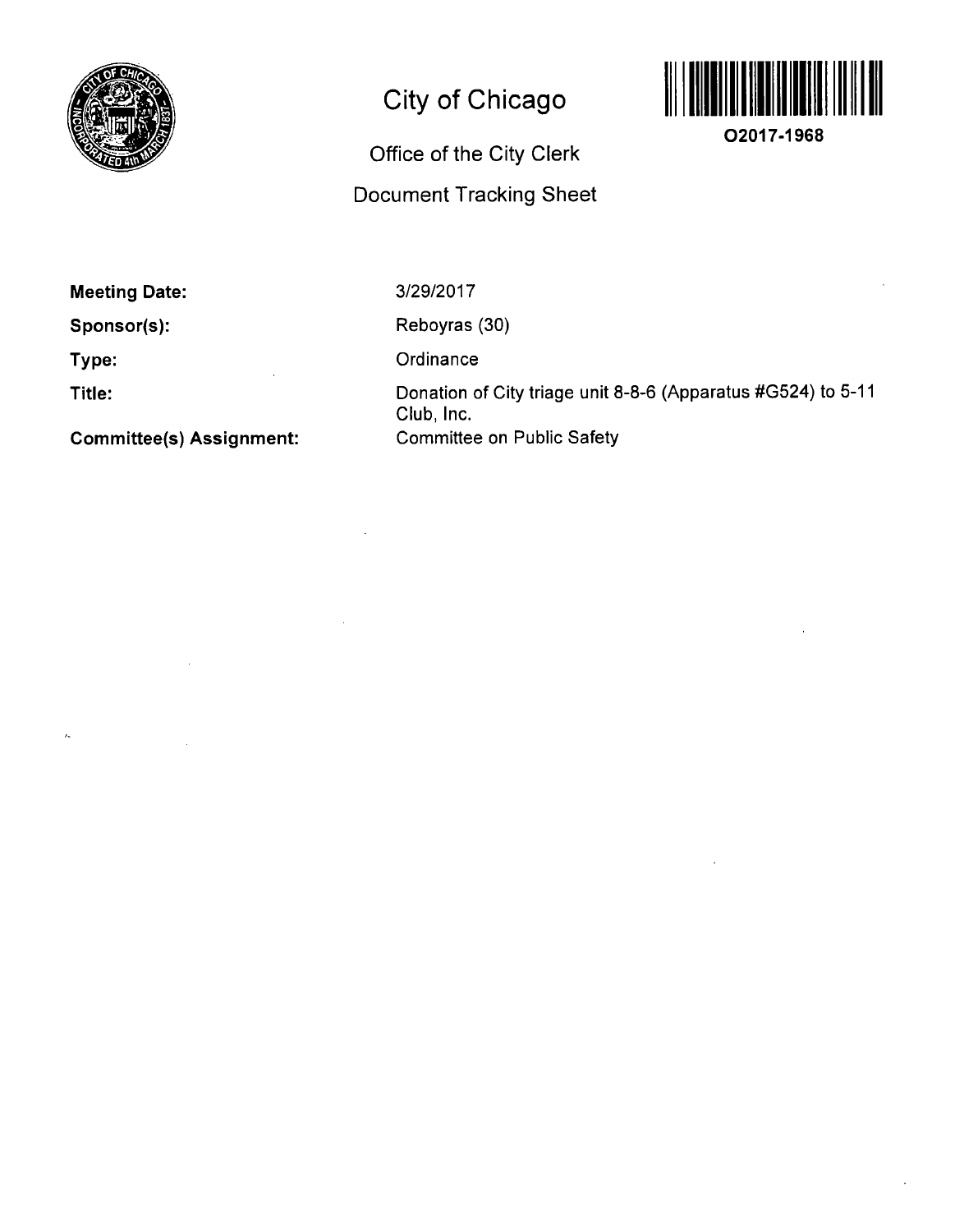# City of Chicago

## Office of the City Clerk

## Document Tracking Sheet

O2017-1968

**Meeting Date:** 3/29/2017

**Sponsor(s):** Reboyras (30)

**Type:** Ordinance

**Title:** Donation of City triage unit 8-8-6 (Apparatus #G524) to 5-11 Club, Inc.

**Committee(s) Assignment:** Committee on Public Safety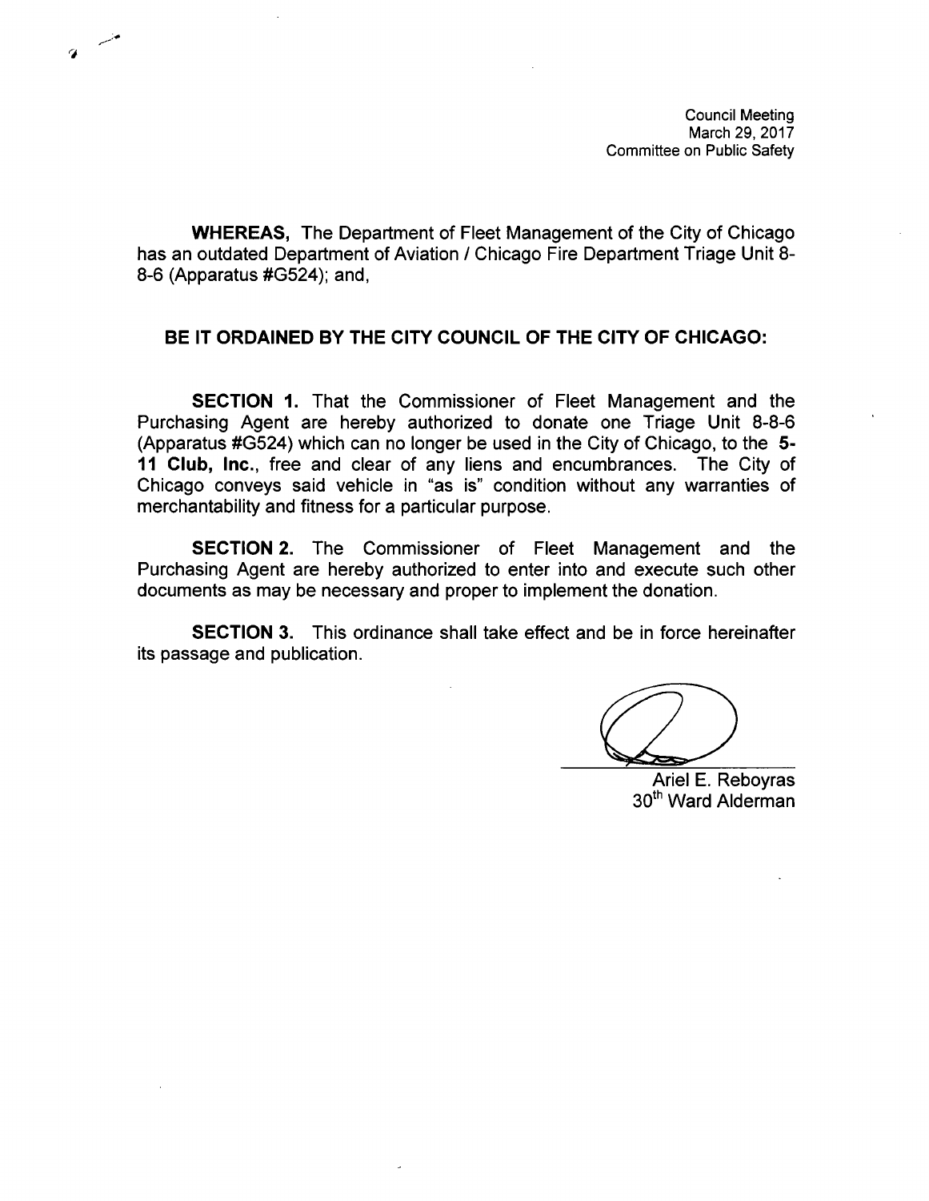Council Meeting
March 29, 2017
Committee on Public Safety

**WHEREAS,** The Department of Fleet Management of the City of Chicago has an outdated Department of Aviation / Chicago Fire Department Triage Unit 8-8-6 (Apparatus #G524); and,

**BE IT ORDAINED BY THE CITY COUNCIL OF THE CITY OF CHICAGO:**

**SECTION 1.** That the Commissioner of Fleet Management and the Purchasing Agent are hereby authorized to donate one Triage Unit 8-8-6 (Apparatus #G524) which can no longer be used in the City of Chicago, to the **5-11 Club, Inc.**, free and clear of any liens and encumbrances. The City of Chicago conveys said vehicle in "as is" condition without any warranties of merchantability and fitness for a particular purpose.

**SECTION 2.** The Commissioner of Fleet Management and the Purchasing Agent are hereby authorized to enter into and execute such other documents as may be necessary and proper to implement the donation.

**SECTION 3.** This ordinance shall take effect and be in force hereinafter its passage and publication.

Ariel E. Reboyras
30th Ward Alderman